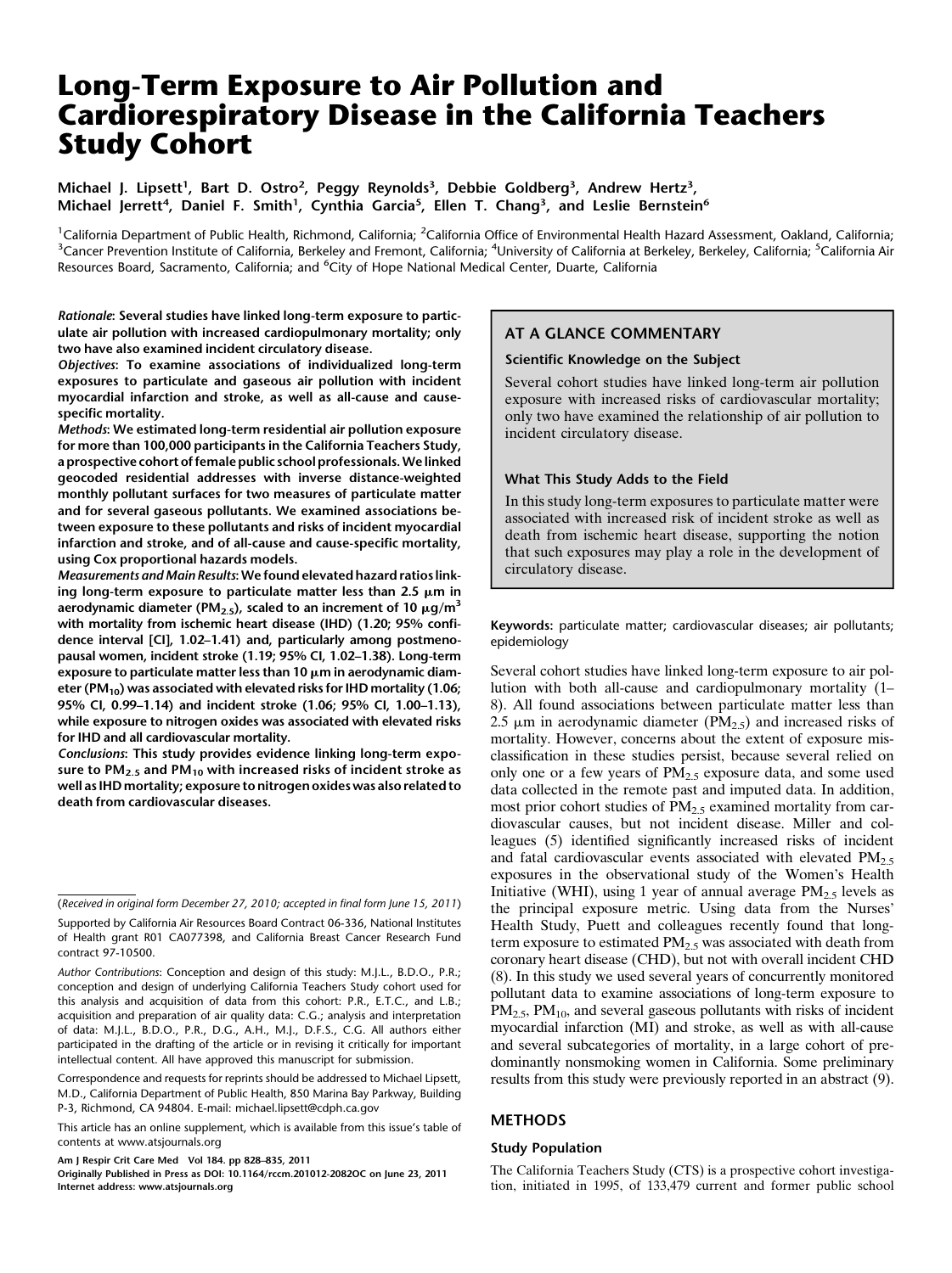# Long-Term Exposure to Air Pollution and Cardiorespiratory Disease in the California Teachers Study Cohort

Michael J. Lipsett[1], Bart D. Ostro[2], Peggy Reynolds[3], Debbie Goldberg[3], Andrew Hertz[3], Michael Jerrett[4], Daniel F. Smith[1], Cynthia Garcia[5], Ellen T. Chang[3], and Leslie Bernstein[6]

[1]California Department of Public Health, Richmond, California; [2]California Office of Environmental Health Hazard Assessment, Oakland, California; [3]Cancer Prevention Institute of California, Berkeley and Fremont, California; [4]University of California at Berkeley, Berkeley, California; [5]California Air Resources Board, Sacramento, California; and [6]City of Hope National Medical Center, Duarte, California

***Rationale*: Several studies have linked long-term exposure to particulate air pollution with increased cardiopulmonary mortality; only two have also examined incident circulatory disease.**

***Objectives*: To examine associations of individualized long-term exposures to particulate and gaseous air pollution with incident myocardial infarction and stroke, as well as all-cause and cause-specific mortality.**

***Methods*: We estimated long-term residential air pollution exposure for more than 100,000 participants in the California Teachers Study, a prospective cohort of female public school professionals. We linked geocoded residential addresses with inverse distance-weighted monthly pollutant surfaces for two measures of particulate matter and for several gaseous pollutants. We examined associations between exposure to these pollutants and risks of incident myocardial infarction and stroke, and of all-cause and cause-specific mortality, using Cox proportional hazards models.**

***Measurements and Main Results*: We found elevated hazard ratios linking long-term exposure to particulate matter less than 2.5 μm in aerodynamic diameter ($PM_{2.5}$), scaled to an increment of 10 μg/m$^3$ with mortality from ischemic heart disease (IHD) (1.20; 95% confidence interval [CI], 1.02–1.41) and, particularly among postmenopausal women, incident stroke (1.19; 95% CI, 1.02–1.38). Long-term exposure to particulate matter less than 10 μm in aerodynamic diameter ($PM_{10}$) was associated with elevated risks for IHD mortality (1.06; 95% CI, 0.99–1.14) and incident stroke (1.06; 95% CI, 1.00–1.13), while exposure to nitrogen oxides was associated with elevated risks for IHD and all cardiovascular mortality.**

***Conclusions*: This study provides evidence linking long-term exposure to $PM_{2.5}$ and $PM_{10}$ with increased risks of incident stroke as well as IHD mortality; exposure to nitrogen oxides was also related to death from cardiovascular diseases.**

(*Received in original form December 27, 2010; accepted in final form June 15, 2011*)

Supported by California Air Resources Board Contract 06-336, National Institutes of Health grant R01 CA077398, and California Breast Cancer Research Fund contract 97-10500.

*Author Contributions*: Conception and design of this study: M.J.L., B.D.O., P.R.; conception and design of underlying California Teachers Study cohort used for this analysis and acquisition of data from this cohort: P.R., E.T.C., and L.B.; acquisition and preparation of air quality data: C.G.; analysis and interpretation of data: M.J.L., B.D.O., P.R., D.G., A.H., M.J., D.F.S., C.G. All authors either participated in the drafting of the article or in revising it critically for important intellectual content. All have approved this manuscript for submission.

Correspondence and requests for reprints should be addressed to Michael Lipsett, M.D., California Department of Public Health, 850 Marina Bay Parkway, Building P-3, Richmond, CA 94804. E-mail: michael.lipsett@cdph.ca.gov

This article has an online supplement, which is available from this issue's table of contents at www.atsjournals.org

Am J Respir Crit Care Med Vol 184. pp 828–835, 2011
Originally Published in Press as DOI: 10.1164/rccm.201012-2082OC on June 23, 2011
Internet address: www.atsjournals.org

## AT A GLANCE COMMENTARY

### Scientific Knowledge on the Subject

Several cohort studies have linked long-term air pollution exposure with increased risks of cardiovascular mortality; only two have examined the relationship of air pollution to incident circulatory disease.

### What This Study Adds to the Field

In this study long-term exposures to particulate matter were associated with increased risk of incident stroke as well as death from ischemic heart disease, supporting the notion that such exposures may play a role in the development of circulatory disease.

**Keywords:** particulate matter; cardiovascular diseases; air pollutants; epidemiology

Several cohort studies have linked long-term exposure to air pollution with both all-cause and cardiopulmonary mortality (1–8). All found associations between particulate matter less than 2.5 μm in aerodynamic diameter ($PM_{2.5}$) and increased risks of mortality. However, concerns about the extent of exposure misclassification in these studies persist, because several relied on only one or a few years of $PM_{2.5}$ exposure data, and some used data collected in the remote past and imputed data. In addition, most prior cohort studies of $PM_{2.5}$ examined mortality from cardiovascular causes, but not incident disease. Miller and colleagues (5) identified significantly increased risks of incident and fatal cardiovascular events associated with elevated $PM_{2.5}$ exposures in the observational study of the Women's Health Initiative (WHI), using 1 year of annual average $PM_{2.5}$ levels as the principal exposure metric. Using data from the Nurses' Health Study, Puett and colleagues recently found that long-term exposure to estimated $PM_{2.5}$ was associated with death from coronary heart disease (CHD), but not with overall incident CHD (8). In this study we used several years of concurrently monitored pollutant data to examine associations of long-term exposure to $PM_{2.5}$, $PM_{10}$, and several gaseous pollutants with risks of incident myocardial infarction (MI) and stroke, as well as with all-cause and several subcategories of mortality, in a large cohort of predominantly nonsmoking women in California. Some preliminary results from this study were previously reported in an abstract (9).

## METHODS

### Study Population

The California Teachers Study (CTS) is a prospective cohort investigation, initiated in 1995, of 133,479 current and former public school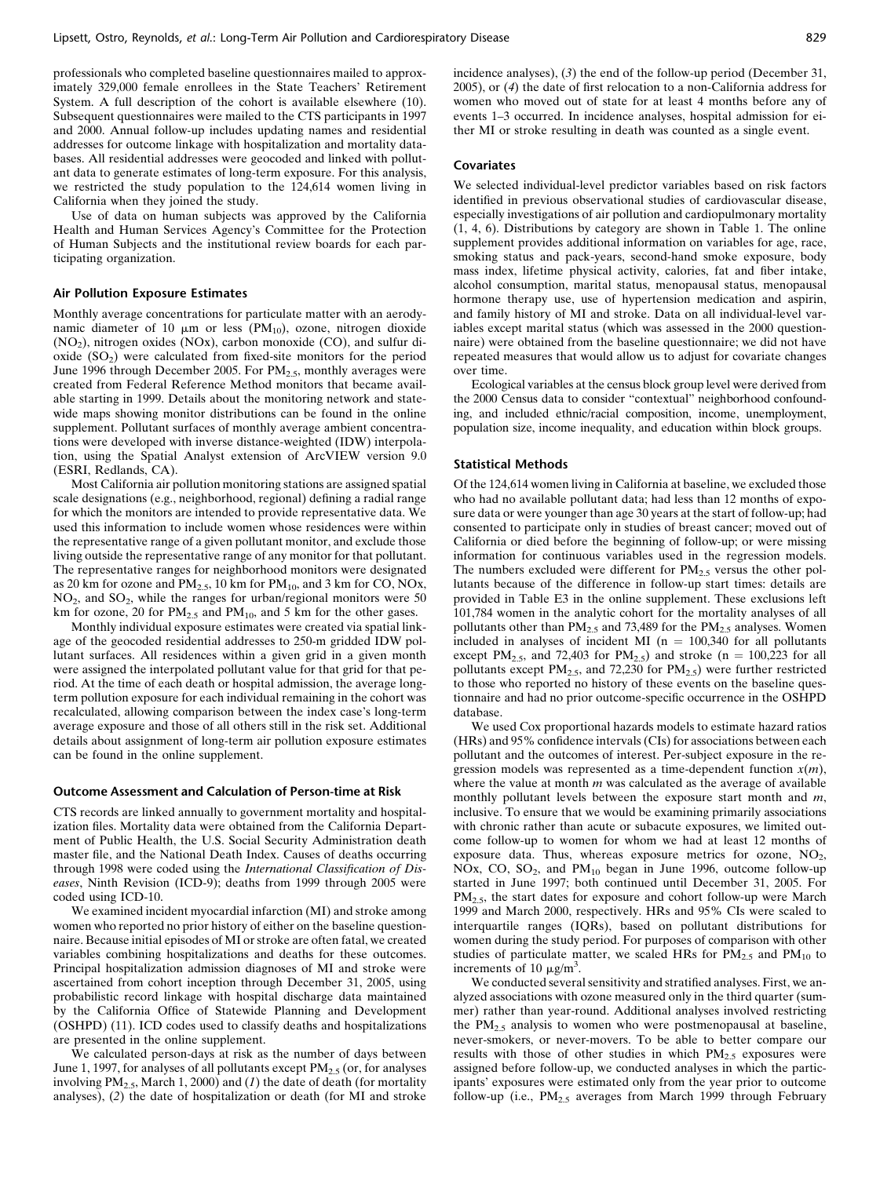professionals who completed baseline questionnaires mailed to approximately 329,000 female enrollees in the State Teachers' Retirement System. A full description of the cohort is available elsewhere (10). Subsequent questionnaires were mailed to the CTS participants in 1997 and 2000. Annual follow-up includes updating names and residential addresses for outcome linkage with hospitalization and mortality databases. All residential addresses were geocoded and linked with pollutant data to generate estimates of long-term exposure. For this analysis, we restricted the study population to the 124,614 women living in California when they joined the study.

Use of data on human subjects was approved by the California Health and Human Services Agency's Committee for the Protection of Human Subjects and the institutional review boards for each participating organization.

### Air Pollution Exposure Estimates

Monthly average concentrations for particulate matter with an aerodynamic diameter of 10 μm or less ($PM_{10}$), ozone, nitrogen dioxide ($NO_2$), nitrogen oxides (NOx), carbon monoxide (CO), and sulfur dioxide ($SO_2$) were calculated from fixed-site monitors for the period June 1996 through December 2005. For $PM_{2.5}$, monthly averages were created from Federal Reference Method monitors that became available starting in 1999. Details about the monitoring network and statewide maps showing monitor distributions can be found in the online supplement. Pollutant surfaces of monthly average ambient concentrations were developed with inverse distance-weighted (IDW) interpolation, using the Spatial Analyst extension of ArcVIEW version 9.0 (ESRI, Redlands, CA).

Most California air pollution monitoring stations are assigned spatial scale designations (e.g., neighborhood, regional) defining a radial range for which the monitors are intended to provide representative data. We used this information to include women whose residences were within the representative range of a given pollutant monitor, and exclude those living outside the representative range of any monitor for that pollutant. The representative ranges for neighborhood monitors were designated as 20 km for ozone and $PM_{2.5}$, 10 km for $PM_{10}$, and 3 km for CO, NOx, $NO_2$, and $SO_2$, while the ranges for urban/regional monitors were 50 km for ozone, 20 for $PM_{2.5}$ and $PM_{10}$, and 5 km for the other gases.

Monthly individual exposure estimates were created via spatial linkage of the geocoded residential addresses to 250-m gridded IDW pollutant surfaces. All residences within a given grid in a given month were assigned the interpolated pollutant value for that grid for that period. At the time of each death or hospital admission, the average long-term pollution exposure for each individual remaining in the cohort was recalculated, allowing comparison between the index case's long-term average exposure and those of all others still in the risk set. Additional details about assignment of long-term air pollution exposure estimates can be found in the online supplement.

### Outcome Assessment and Calculation of Person-time at Risk

CTS records are linked annually to government mortality and hospitalization files. Mortality data were obtained from the California Department of Public Health, the U.S. Social Security Administration death master file, and the National Death Index. Causes of deaths occurring through 1998 were coded using the *International Classification of Diseases*, Ninth Revision (ICD-9); deaths from 1999 through 2005 were coded using ICD-10.

We examined incident myocardial infarction (MI) and stroke among women who reported no prior history of either on the baseline questionnaire. Because initial episodes of MI or stroke are often fatal, we created variables combining hospitalizations and deaths for these outcomes. Principal hospitalization admission diagnoses of MI and stroke were ascertained from cohort inception through December 31, 2005, using probabilistic record linkage with hospital discharge data maintained by the California Office of Statewide Planning and Development (OSHPD) (11). ICD codes used to classify deaths and hospitalizations are presented in the online supplement.

We calculated person-days at risk as the number of days between June 1, 1997, for analyses of all pollutants except $PM_{2.5}$ (or, for analyses involving $PM_{2.5}$, March 1, 2000) and (*1*) the date of death (for mortality analyses), (*2*) the date of hospitalization or death (for MI and stroke incidence analyses), (*3*) the end of the follow-up period (December 31, 2005), or (*4*) the date of first relocation to a non-California address for women who moved out of state for at least 4 months before any of events 1–3 occurred. In incidence analyses, hospital admission for either MI or stroke resulting in death was counted as a single event.

### Covariates

We selected individual-level predictor variables based on risk factors identified in previous observational studies of cardiovascular disease, especially investigations of air pollution and cardiopulmonary mortality (1, 4, 6). Distributions by category are shown in Table 1. The online supplement provides additional information on variables for age, race, smoking status and pack-years, second-hand smoke exposure, body mass index, lifetime physical activity, calories, fat and fiber intake, alcohol consumption, marital status, menopausal status, menopausal hormone therapy use, use of hypertension medication and aspirin, and family history of MI and stroke. Data on all individual-level variables except marital status (which was assessed in the 2000 questionnaire) were obtained from the baseline questionnaire; we did not have repeated measures that would allow us to adjust for covariate changes over time.

Ecological variables at the census block group level were derived from the 2000 Census data to consider "contextual" neighborhood confounding, and included ethnic/racial composition, income, unemployment, population size, income inequality, and education within block groups.

### Statistical Methods

Of the 124,614 women living in California at baseline, we excluded those who had no available pollutant data; had less than 12 months of exposure data or were younger than age 30 years at the start of follow-up; had consented to participate only in studies of breast cancer; moved out of California or died before the beginning of follow-up; or were missing information for continuous variables used in the regression models. The numbers excluded were different for $PM_{2.5}$ versus the other pollutants because of the difference in follow-up start times: details are provided in Table E3 in the online supplement. These exclusions left 101,784 women in the analytic cohort for the mortality analyses of all pollutants other than $PM_{2.5}$ and 73,489 for the $PM_{2.5}$ analyses. Women included in analyses of incident MI ($n = 100,340$ for all pollutants except $PM_{2.5}$, and 72,403 for $PM_{2.5}$) and stroke ($n = 100,223$ for all pollutants except $PM_{2.5}$, and 72,230 for $PM_{2.5}$) were further restricted to those who reported no history of these events on the baseline questionnaire and had no prior outcome-specific occurrence in the OSHPD database.

We used Cox proportional hazards models to estimate hazard ratios (HRs) and 95% confidence intervals (CIs) for associations between each pollutant and the outcomes of interest. Per-subject exposure in the regression models was represented as a time-dependent function $x(m)$, where the value at month $m$ was calculated as the average of available monthly pollutant levels between the exposure start month and $m$, inclusive. To ensure that we would be examining primarily associations with chronic rather than acute or subacute exposures, we limited outcome follow-up to women for whom we had at least 12 months of exposure data. Thus, whereas exposure metrics for ozone, $NO_2$, NOx, CO, $SO_2$, and $PM_{10}$ began in June 1996, outcome follow-up started in June 1997; both continued until December 31, 2005. For $PM_{2.5}$, the start dates for exposure and cohort follow-up were March 1999 and March 2000, respectively. HRs and 95% CIs were scaled to interquartile ranges (IQRs), based on pollutant distributions for women during the study period. For purposes of comparison with other studies of particulate matter, we scaled HRs for $PM_{2.5}$ and $PM_{10}$ to increments of 10 $\mu g/m^3$.

We conducted several sensitivity and stratified analyses. First, we analyzed associations with ozone measured only in the third quarter (summer) rather than year-round. Additional analyses involved restricting the $PM_{2.5}$ analysis to women who were postmenopausal at baseline, never-smokers, or never-movers. To be able to better compare our results with those of other studies in which $PM_{2.5}$ exposures were assigned before follow-up, we conducted analyses in which the participants' exposures were estimated only from the year prior to outcome follow-up (i.e., $PM_{2.5}$ averages from March 1999 through February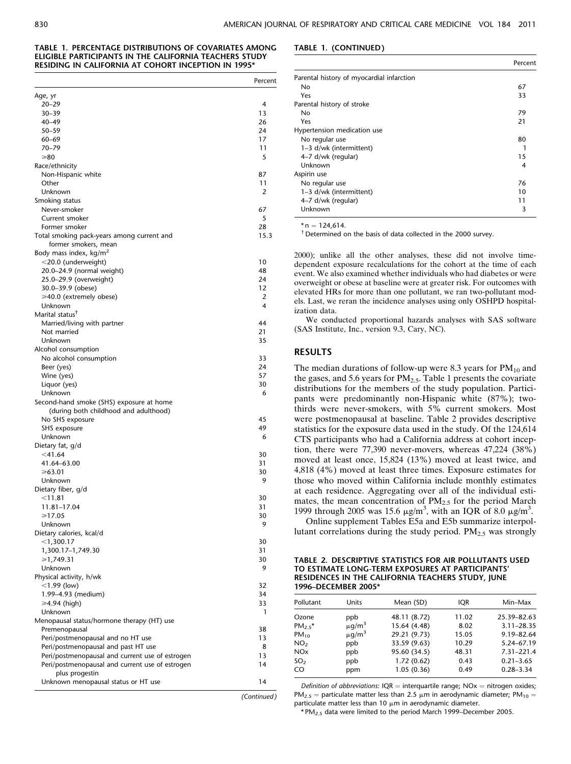**TABLE 1. PERCENTAGE DISTRIBUTIONS OF COVARIATES AMONG ELIGIBLE PARTICIPANTS IN THE CALIFORNIA TEACHERS STUDY RESIDING IN CALIFORNIA AT COHORT INCEPTION IN 1995***

| | Percent |
|---|---|
| Age, yr | |
| 20–29 | 4 |
| 30–39 | 13 |
| 40–49 | 26 |
| 50–59 | 24 |
| 60–69 | 17 |
| 70–79 | 11 |
| ≥80 | 5 |
| Race/ethnicity | |
| Non-Hispanic white | 87 |
| Other | 11 |
| Unknown | 2 |
| Smoking status | |
| Never-smoker | 67 |
| Current smoker | 5 |
| Former smoker | 28 |
| Total smoking pack-years among current and former smokers, mean | 15.3 |
| Body mass index, kg/m$^2$ | |
| <20.0 (underweight) | 10 |
| 20.0–24.9 (normal weight) | 48 |
| 25.0–29.9 (overweight) | 24 |
| 30.0–39.9 (obese) | 12 |
| ≥40.0 (extremely obese) | 2 |
| Unknown | 4 |
| Marital status[†] | |
| Married/living with partner | 44 |
| Not married | 21 |
| Unknown | 35 |
| Alcohol consumption | |
| No alcohol consumption | 33 |
| Beer (yes) | 24 |
| Wine (yes) | 57 |
| Liquor (yes) | 30 |
| Unknown | 6 |
| Second-hand smoke (SHS) exposure at home (during both childhood and adulthood) | |
| No SHS exposure | 45 |
| SHS exposure | 49 |
| Unknown | 6 |
| Dietary fat, g/d | |
| <41.64 | 30 |
| 41.64–63.00 | 31 |
| ≥63.01 | 30 |
| Unknown | 9 |
| Dietary fiber, g/d | |
| <11.81 | 30 |
| 11.81–17.04 | 31 |
| ≥17.05 | 30 |
| Unknown | 9 |
| Dietary calories, kcal/d | |
| <1,300.17 | 30 |
| 1,300.17–1,749.30 | 31 |
| ≥1,749.31 | 30 |
| Unknown | 9 |
| Physical activity, h/wk | |
| <1.99 (low) | 32 |
| 1.99–4.93 (medium) | 34 |
| ≥4.94 (high) | 33 |
| Unknown | 1 |
| Menopausal status/hormone therapy (HT) use | |
| Premenopausal | 38 |
| Peri/postmenopausal and no HT use | 13 |
| Peri/postmenopausal and past HT use | 8 |
| Peri/postmenopausal and current use of estrogen | 13 |
| Peri/postmenopausal and current use of estrogen plus progestin | 14 |
| Unknown menopausal status or HT use | 14 |
| Parental history of myocardial infarction | |
| No | 67 |
| Yes | 33 |
| Parental history of stroke | |
| No | 79 |
| Yes | 21 |
| Hypertension medication use | |
| No regular use | 80 |
| 1–3 d/wk (intermittent) | 1 |
| 4–7 d/wk (regular) | 15 |
| Unknown | 4 |
| Aspirin use | |
| No regular use | 76 |
| 1–3 d/wk (intermittent) | 10 |
| 4–7 d/wk (regular) | 11 |
| Unknown | 3 |

* n = 124,614.

† Determined on the basis of data collected in the 2000 survey.

2000)); unlike all the other analyses, these did not involve time-dependent exposure recalculations for the cohort at the time of each event. We also examined whether individuals who had diabetes or were overweight or obese at baseline were at greater risk. For outcomes with elevated HRs for more than one pollutant, we ran two-pollutant models. Last, we reran the incidence analyses using only OSHPD hospitalization data.

We conducted proportional hazards analyses with SAS software (SAS Institute, Inc., version 9.3, Cary, NC).

## RESULTS

The median durations of follow-up were 8.3 years for $PM_{10}$ and the gases, and 5.6 years for $PM_{2.5}$. Table 1 presents the covariate distributions for the members of the study population. Participants were predominantly non-Hispanic white (87%); two-thirds were never-smokers, with 5% current smokers. Most were postmenopausal at baseline. Table 2 provides descriptive statistics for the exposure data used in the study. Of the 124,614 CTS participants who had a California address at cohort inception, there were 77,390 never-movers, whereas 47,224 (38%) moved at least once, 15,824 (13%) moved at least twice, and 4,818 (4%) moved at least three times. Exposure estimates for those who moved within California include monthly estimates at each residence. Aggregating over all of the individual estimates, the mean concentration of $PM_{2.5}$ for the period March 1999 through 2005 was 15.6 μg/m$^3$, with an IQR of 8.0 μg/m$^3$.

Online supplement Tables E5a and E5b summarize interpollutant correlations during the study period. $PM_{2.5}$ was strongly

**TABLE 2. DESCRIPTIVE STATISTICS FOR AIR POLLUTANTS USED TO ESTIMATE LONG-TERM EXPOSURES AT PARTICIPANTS' RESIDENCES IN THE CALIFORNIA TEACHERS STUDY, JUNE 1996–DECEMBER 2005***

| Pollutant | Units | Mean (SD) | IQR | Min–Max |
|---|---|---|---|---|
| Ozone | ppb | 48.11 (8.72) | 11.02 | 25.39–82.63 |
| $PM_{2.5}$* | μg/m$^3$ | 15.64 (4.48) | 8.02 | 3.11–28.35 |
| $PM_{10}$ | μg/m$^3$ | 29.21 (9.73) | 15.05 | 9.19–82.64 |
| $NO_2$ | ppb | 33.59 (9.63) | 10.29 | 5.24–67.19 |
| NOx | ppb | 95.60 (34.5) | 48.31 | 7.31–221.4 |
| $SO_2$ | ppb | 1.72 (0.62) | 0.43 | 0.21–3.65 |
| CO | ppm | 1.05 (0.36) | 0.49 | 0.28–3.34 |

*Definition of abbreviations*: IQR = interquartile range; NOx = nitrogen oxides; $PM_{2.5}$ = particulate matter less than 2.5 μm in aerodynamic diameter; $PM_{10}$ = particulate matter less than 10 μm in aerodynamic diameter.

* $PM_{2.5}$ data were limited to the period March 1999–December 2005.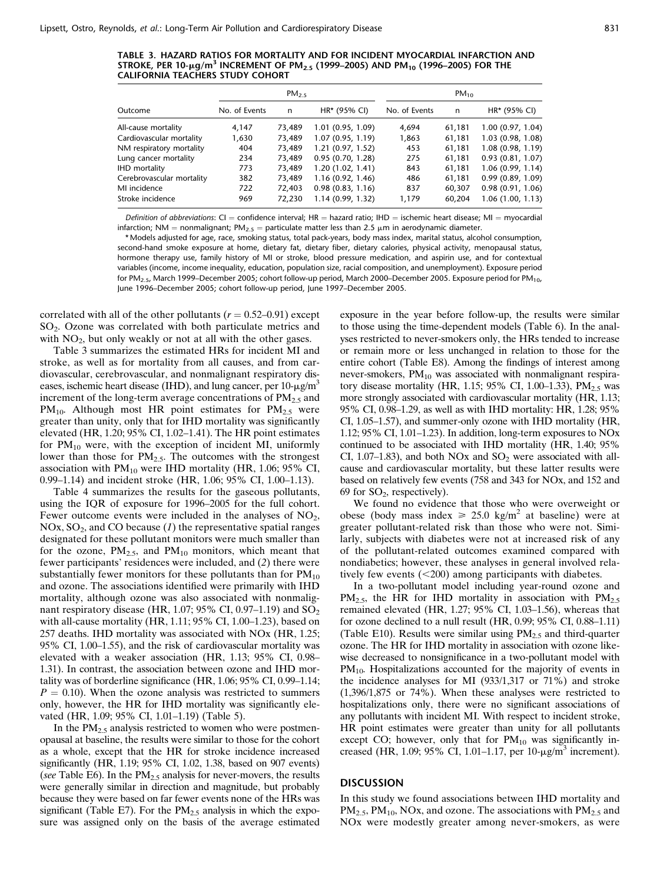**TABLE 3. HAZARD RATIOS FOR MORTALITY AND FOR INCIDENT MYOCARDIAL INFARCTION AND STROKE, PER 10-$\mu$g/m$^3$ INCREMENT OF $PM_{2.5}$ (1999–2005) AND $PM_{10}$ (1996–2005) FOR THE CALIFORNIA TEACHERS STUDY COHORT**

| Outcome | $PM_{2.5}$ | | | $PM_{10}$ | | |
|---|---|---|---|---|---|---|
| | No. of Events | n | HR* (95% CI) | No. of Events | n | HR* (95% CI) |
| All-cause mortality | 4,147 | 73,489 | 1.01 (0.95, 1.09) | 4,694 | 61,181 | 1.00 (0.97, 1.04) |
| Cardiovascular mortality | 1,630 | 73,489 | 1.07 (0.95, 1.19) | 1,863 | 61,181 | 1.03 (0.98, 1.08) |
| NM respiratory mortality | 404 | 73,489 | 1.21 (0.97, 1.52) | 453 | 61,181 | 1.08 (0.98, 1.19) |
| Lung cancer mortality | 234 | 73,489 | 0.95 (0.70, 1.28) | 275 | 61,181 | 0.93 (0.81, 1.07) |
| IHD mortality | 773 | 73,489 | 1.20 (1.02, 1.41) | 843 | 61,181 | 1.06 (0.99, 1.14) |
| Cerebrovascular mortality | 382 | 73,489 | 1.16 (0.92, 1.46) | 486 | 61,181 | 0.99 (0.89, 1.09) |
| MI incidence | 722 | 72,403 | 0.98 (0.83, 1.16) | 837 | 60,307 | 0.98 (0.91, 1.06) |
| Stroke incidence | 969 | 72,230 | 1.14 (0.99, 1.32) | 1,179 | 60,204 | 1.06 (1.00, 1.13) |

*Definition of abbreviations*: CI = confidence interval; HR = hazard ratio; IHD = ischemic heart disease; MI = myocardial infarction; NM = nonmalignant; $PM_{2.5}$ = particulate matter less than 2.5 $\mu$m in aerodynamic diameter.

* Models adjusted for age, race, smoking status, total pack-years, body mass index, marital status, alcohol consumption, second-hand smoke exposure at home, dietary fat, dietary fiber, dietary calories, physical activity, menopausal status, hormone therapy use, family history of MI or stroke, blood pressure medication, and aspirin use, and for contextual variables (income, income inequality, education, population size, racial composition, and unemployment). Exposure period for $PM_{2.5}$, March 1999–December 2005; cohort follow-up period, March 2000–December 2005. Exposure period for $PM_{10}$, June 1996–December 2005; cohort follow-up period, June 1997–December 2005.

correlated with all of the other pollutants ($r$ = 0.52–0.91) except $SO_2$. Ozone was correlated with both particulate metrics and with $NO_2$, but only weakly or not at all with the other gases.

Table 3 summarizes the estimated HRs for incident MI and stroke, as well as for mortality from all causes, and from cardiovascular, cerebrovascular, and nonmalignant respiratory diseases, ischemic heart disease (IHD), and lung cancer, per 10-$\mu$g/m$^3$ increment of the long-term average concentrations of $PM_{2.5}$ and $PM_{10}$. Although most HR point estimates for $PM_{2.5}$ were greater than unity, only that for IHD mortality was significantly elevated (HR, 1.20; 95% CI, 1.02–1.41). The HR point estimates for $PM_{10}$ were, with the exception of incident MI, uniformly lower than those for $PM_{2.5}$. The outcomes with the strongest association with $PM_{10}$ were IHD mortality (HR, 1.06; 95% CI, 0.99–1.14) and incident stroke (HR, 1.06; 95% CI, 1.00–1.13).

Table 4 summarizes the results for the gaseous pollutants, using the IQR of exposure for 1996–2005 for the full cohort. Fewer outcome events were included in the analyses of $NO_2$, NOx, $SO_2$, and CO because (*1*) the representative spatial ranges designated for these pollutant monitors were much smaller than for the ozone, $PM_{2.5}$, and $PM_{10}$ monitors, which meant that fewer participants' residences were included, and (*2*) there were substantially fewer monitors for these pollutants than for $PM_{10}$ and ozone. The associations identified were primarily with IHD mortality, although ozone was also associated with nonmalignant respiratory disease (HR, 1.07; 95% CI, 0.97–1.19) and $SO_2$ with all-cause mortality (HR, 1.11; 95% CI, 1.00–1.23), based on 257 deaths. IHD mortality was associated with NOx (HR, 1.25; 95% CI, 1.00–1.55), and the risk of cardiovascular mortality was elevated with a weaker association (HR, 1.13; 95% CI, 0.98–1.31). In contrast, the association between ozone and IHD mortality was of borderline significance (HR, 1.06; 95% CI, 0.99–1.14; $P$ = 0.10). When the ozone analysis was restricted to summers only, however, the HR for IHD mortality was significantly elevated (HR, 1.09; 95% CI, 1.01–1.19) (Table 5).

In the $PM_{2.5}$ analysis restricted to women who were postmenopausal at baseline, the results were similar to those for the cohort as a whole, except that the HR for stroke incidence increased significantly (HR, 1.19; 95% CI, 1.02, 1.38, based on 907 events) (*see* Table E6). In the $PM_{2.5}$ analysis for never-movers, the results were generally similar in direction and magnitude, but probably because they were based on far fewer events none of the HRs was significant (Table E7). For the $PM_{2.5}$ analysis in which the exposure was assigned only on the basis of the average estimated exposure in the year before follow-up, the results were similar to those using the time-dependent models (Table 6). In the analyses restricted to never-smokers only, the HRs tended to increase or remain more or less unchanged in relation to those for the entire cohort (Table E8). Among the findings of interest among never-smokers, $PM_{10}$ was associated with nonmalignant respiratory disease mortality (HR, 1.15; 95% CI, 1.00–1.33), $PM_{2.5}$ was more strongly associated with cardiovascular mortality (HR, 1.13; 95% CI, 0.98–1.29, as well as with IHD mortality: HR, 1.28; 95% CI, 1.05–1.57), and summer-only ozone with IHD mortality (HR, 1.12; 95% CI, 1.01–1.23). In addition, long-term exposures to NOx continued to be associated with IHD mortality (HR, 1.40; 95% CI, 1.07–1.83), and both NOx and $SO_2$ were associated with all-cause and cardiovascular mortality, but these latter results were based on relatively few events (758 and 343 for NOx, and 152 and 69 for $SO_2$, respectively).

We found no evidence that those who were overweight or obese (body mass index $\geq$ 25.0 kg/m$^2$ at baseline) were at greater pollutant-related risk than those who were not. Similarly, subjects with diabetes were not at increased risk of any of the pollutant-related outcomes examined compared with nondiabetics; however, these analyses in general involved relatively few events (<200) among participants with diabetes.

In a two-pollutant model including year-round ozone and $PM_{2.5}$, the HR for IHD mortality in association with $PM_{2.5}$ remained elevated (HR, 1.27; 95% CI, 1.03–1.56), whereas that for ozone declined to a null result (HR, 0.99; 95% CI, 0.88–1.11) (Table E10). Results were similar using $PM_{2.5}$ and third-quarter ozone. The HR for IHD mortality in association with ozone likewise decreased to nonsignificance in a two-pollutant model with $PM_{10}$. Hospitalizations accounted for the majority of events in the incidence analyses for MI (933/1,317 or 71%) and stroke (1,396/1,875 or 74%). When these analyses were restricted to hospitalizations only, there were no significant associations of any pollutants with incident MI. With respect to incident stroke, HR point estimates were greater than unity for all pollutants except CO; however, only that for $PM_{10}$ was significantly increased (HR, 1.09; 95% CI, 1.01–1.17, per 10-$\mu$g/m$^3$ increment).

## DISCUSSION

In this study we found associations between IHD mortality and $PM_{2.5}$, $PM_{10}$, NOx, and ozone. The associations with $PM_{2.5}$ and NOx were modestly greater among never-smokers, as were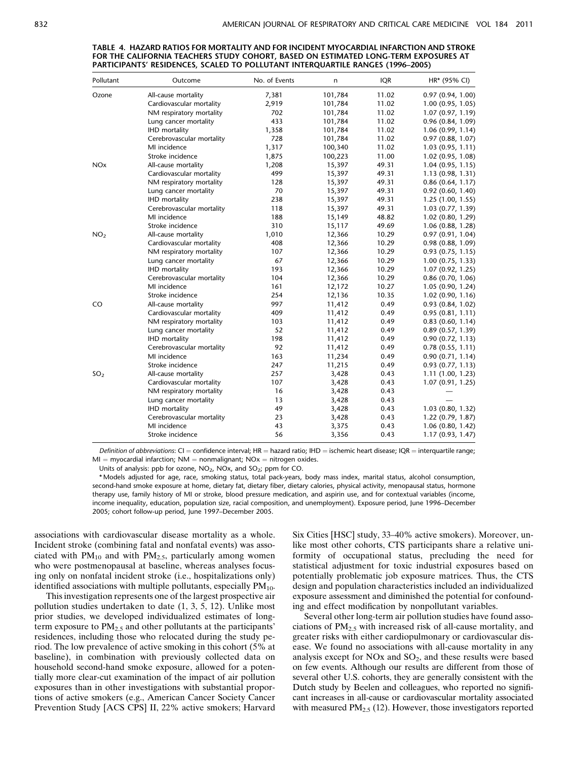**TABLE 4. HAZARD RATIOS FOR MORTALITY AND FOR INCIDENT MYOCARDIAL INFARCTION AND STROKE FOR THE CALIFORNIA TEACHERS STUDY COHORT, BASED ON ESTIMATED LONG-TERM EXPOSURES AT PARTICIPANTS' RESIDENCES, SCALED TO POLLUTANT INTERQUARTILE RANGES (1996–2005)**

| Pollutant | Outcome | No. of Events | n | IQR | HR* (95% CI) |
|---|---|---|---|---|---|
| Ozone | All-cause mortality | 7,381 | 101,784 | 11.02 | 0.97 (0.94, 1.00) |
| | Cardiovascular mortality | 2,919 | 101,784 | 11.02 | 1.00 (0.95, 1.05) |
| | NM respiratory mortality | 702 | 101,784 | 11.02 | 1.07 (0.97, 1.19) |
| | Lung cancer mortality | 433 | 101,784 | 11.02 | 0.96 (0.84, 1.09) |
| | IHD mortality | 1,358 | 101,784 | 11.02 | 1.06 (0.99, 1.14) |
| | Cerebrovascular mortality | 728 | 101,784 | 11.02 | 0.97 (0.88, 1.07) |
| | MI incidence | 1,317 | 100,340 | 11.02 | 1.03 (0.95, 1.11) |
| | Stroke incidence | 1,875 | 100,223 | 11.00 | 1.02 (0.95, 1.08) |
| NOx | All-cause mortality | 1,208 | 15,397 | 49.31 | 1.04 (0.95, 1.15) |
| | Cardiovascular mortality | 499 | 15,397 | 49.31 | 1.13 (0.98, 1.31) |
| | NM respiratory mortality | 128 | 15,397 | 49.31 | 0.86 (0.64, 1.17) |
| | Lung cancer mortality | 70 | 15,397 | 49.31 | 0.92 (0.60, 1.40) |
| | IHD mortality | 238 | 15,397 | 49.31 | 1.25 (1.00, 1.55) |
| | Cerebrovascular mortality | 118 | 15,397 | 49.31 | 1.03 (0.77, 1.39) |
| | MI incidence | 188 | 15,149 | 48.82 | 1.02 (0.80, 1.29) |
| | Stroke incidence | 310 | 15,117 | 49.69 | 1.06 (0.88, 1.28) |
| $NO_2$ | All-cause mortality | 1,010 | 12,366 | 10.29 | 0.97 (0.91, 1.04) |
| | Cardiovascular mortality | 408 | 12,366 | 10.29 | 0.98 (0.88, 1.09) |
| | NM respiratory mortality | 107 | 12,366 | 10.29 | 0.93 (0.75, 1.15) |
| | Lung cancer mortality | 67 | 12,366 | 10.29 | 1.00 (0.75, 1.33) |
| | IHD mortality | 193 | 12,366 | 10.29 | 1.07 (0.92, 1.25) |
| | Cerebrovascular mortality | 104 | 12,366 | 10.29 | 0.86 (0.70, 1.06) |
| | MI incidence | 161 | 12,172 | 10.27 | 1.05 (0.90, 1.24) |
| | Stroke incidence | 254 | 12,136 | 10.35 | 1.02 (0.90, 1.16) |
| CO | All-cause mortality | 997 | 11,412 | 0.49 | 0.93 (0.84, 1.02) |
| | Cardiovascular mortality | 409 | 11,412 | 0.49 | 0.95 (0.81, 1.11) |
| | NM respiratory mortality | 103 | 11,412 | 0.49 | 0.83 (0.60, 1.14) |
| | Lung cancer mortality | 52 | 11,412 | 0.49 | 0.89 (0.57, 1.39) |
| | IHD mortality | 198 | 11,412 | 0.49 | 0.90 (0.72, 1.13) |
| | Cerebrovascular mortality | 92 | 11,412 | 0.49 | 0.78 (0.55, 1.11) |
| | MI incidence | 163 | 11,234 | 0.49 | 0.90 (0.71, 1.14) |
| | Stroke incidence | 247 | 11,215 | 0.49 | 0.93 (0.77, 1.13) |
| $SO_2$ | All-cause mortality | 257 | 3,428 | 0.43 | 1.11 (1.00, 1.23) |
| | Cardiovascular mortality | 107 | 3,428 | 0.43 | 1.07 (0.91, 1.25) |
| | NM respiratory mortality | 16 | 3,428 | 0.43 | — |
| | Lung cancer mortality | 13 | 3,428 | 0.43 | — |
| | IHD mortality | 49 | 3,428 | 0.43 | 1.03 (0.80, 1.32) |
| | Cerebrovascular mortality | 23 | 3,428 | 0.43 | 1.22 (0.79, 1.87) |
| | MI incidence | 43 | 3,375 | 0.43 | 1.06 (0.80, 1.42) |
| | Stroke incidence | 56 | 3,356 | 0.43 | 1.17 (0.93, 1.47) |

*Definition of abbreviations*: CI = confidence interval; HR = hazard ratio; IHD = ischemic heart disease; IQR = interquartile range; MI = myocardial infarction; NM = nonmalignant; NOx = nitrogen oxides.

Units of analysis: ppb for ozone, $NO_2$, NOx, and $SO_2$; ppm for CO.

\* Models adjusted for age, race, smoking status, total pack-years, body mass index, marital status, alcohol consumption, second-hand smoke exposure at home, dietary fat, dietary fiber, dietary calories, physical activity, menopausal status, hormone therapy use, family history of MI or stroke, blood pressure medication, and aspirin use, and for contextual variables (income, income inequality, education, population size, racial composition, and unemployment). Exposure period, June 1996–December 2005; cohort follow-up period, June 1997–December 2005.

associations with cardiovascular disease mortality as a whole. Incident stroke (combining fatal and nonfatal events) was associated with $PM_{10}$ and with $PM_{2.5}$, particularly among women who were postmenopausal at baseline, whereas analyses focusing only on nonfatal incident stroke (i.e., hospitalizations only) identified associations with multiple pollutants, especially $PM_{10}$.

This investigation represents one of the largest prospective air pollution studies undertaken to date (1, 3, 5, 12). Unlike most prior studies, we developed individualized estimates of long-term exposure to $PM_{2.5}$ and other pollutants at the participants' residences, including those who relocated during the study period. The low prevalence of active smoking in this cohort (5% at baseline), in combination with previously collected data on household second-hand smoke exposure, allowed for a potentially more clear-cut examination of the impact of air pollution exposures than in other investigations with substantial proportions of active smokers (e.g., American Cancer Society Cancer Prevention Study [ACS CPS] II, 22% active smokers; Harvard Six Cities [HSC] study, 33–40% active smokers). Moreover, unlike most other cohorts, CTS participants share a relative uniformity of occupational status, precluding the need for statistical adjustment for toxic industrial exposures based on potentially problematic job exposure matrices. Thus, the CTS design and population characteristics included an individualized exposure assessment and diminished the potential for confounding and effect modification by nonpollutant variables.

Several other long-term air pollution studies have found associations of $PM_{2.5}$ with increased risk of all-cause mortality, and greater risks with either cardiopulmonary or cardiovascular disease. We found no associations with all-cause mortality in any analysis except for NOx and $SO_2$, and these results were based on few events. Although our results are different from those of several other U.S. cohorts, they are generally consistent with the Dutch study by Beelen and colleagues, who reported no significant increases in all-cause or cardiovascular mortality associated with measured $PM_{2.5}$ (12). However, those investigators reported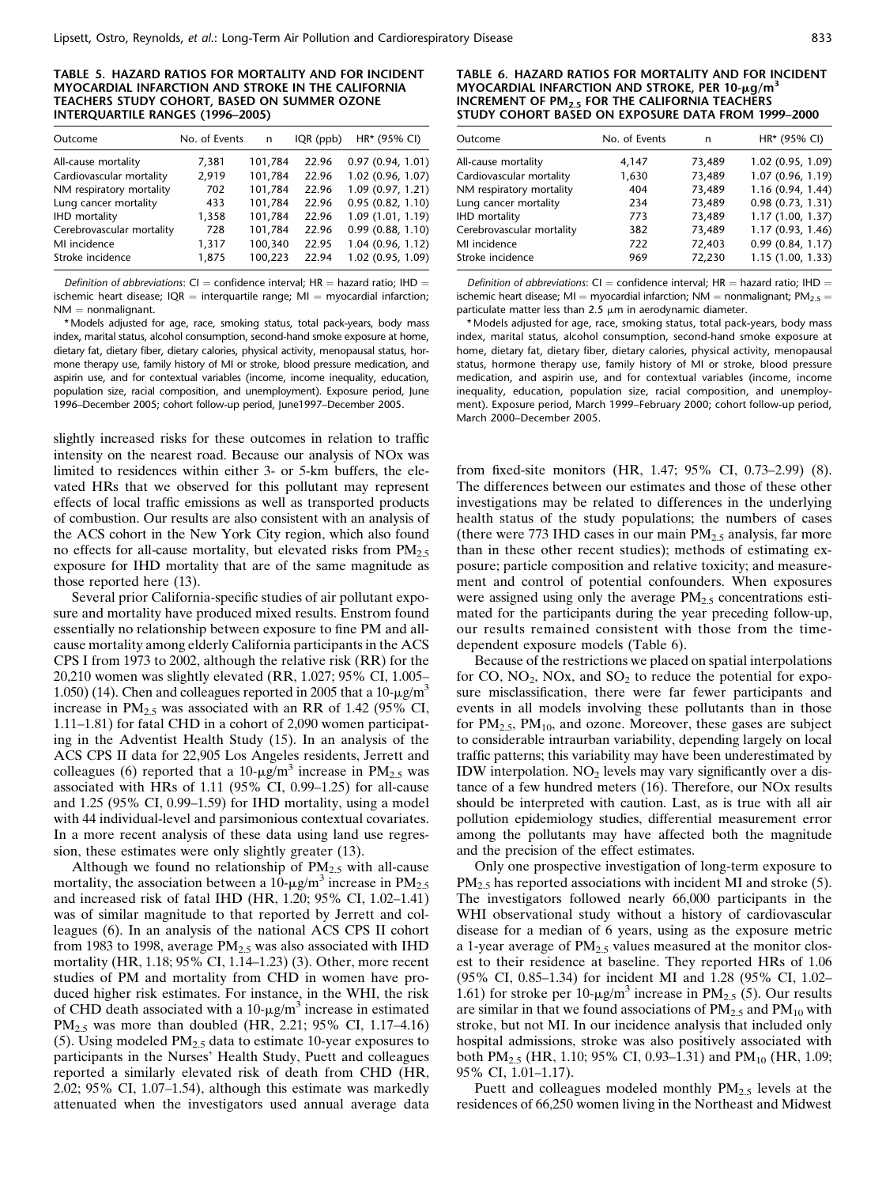**TABLE 5. HAZARD RATIOS FOR MORTALITY AND FOR INCIDENT MYOCARDIAL INFARCTION AND STROKE IN THE CALIFORNIA TEACHERS STUDY COHORT, BASED ON SUMMER OZONE INTERQUARTILE RANGES (1996–2005)**

| Outcome | No. of Events | n | IQR (ppb) | HR* (95% CI) |
|---|---|---|---|---|
| All-cause mortality | 7,381 | 101,784 | 22.96 | 0.97 (0.94, 1.01) |
| Cardiovascular mortality | 2,919 | 101,784 | 22.96 | 1.02 (0.96, 1.07) |
| NM respiratory mortality | 702 | 101,784 | 22.96 | 1.09 (0.97, 1.21) |
| Lung cancer mortality | 433 | 101,784 | 22.96 | 0.95 (0.82, 1.10) |
| IHD mortality | 1,358 | 101,784 | 22.96 | 1.09 (1.01, 1.19) |
| Cerebrovascular mortality | 728 | 101,784 | 22.96 | 0.99 (0.88, 1.10) |
| MI incidence | 1,317 | 100,340 | 22.95 | 1.04 (0.96, 1.12) |
| Stroke incidence | 1,875 | 100,223 | 22.94 | 1.02 (0.95, 1.09) |

*Definition of abbreviations*: CI = confidence interval; HR = hazard ratio; IHD = ischemic heart disease; IQR = interquartile range; MI = myocardial infarction; NM = nonmalignant.

*Models adjusted for age, race, smoking status, total pack-years, body mass index, marital status, alcohol consumption, second-hand smoke exposure at home, dietary fat, dietary fiber, dietary calories, physical activity, menopausal status, hormone therapy use, family history of MI or stroke, blood pressure medication, and aspirin use, and for contextual variables (income, income inequality, education, population size, racial composition, and unemployment). Exposure period, June 1996–December 2005; cohort follow-up period, June1997–December 2005.

**TABLE 6. HAZARD RATIOS FOR MORTALITY AND FOR INCIDENT MYOCARDIAL INFARCTION AND STROKE, PER 10-$\mu$g/m$^3$ INCREMENT OF $PM_{2.5}$ FOR THE CALIFORNIA TEACHERS STUDY COHORT BASED ON EXPOSURE DATA FROM 1999–2000**

| Outcome | No. of Events | n | HR* (95% CI) |
|---|---|---|---|
| All-cause mortality | 4,147 | 73,489 | 1.02 (0.95, 1.09) |
| Cardiovascular mortality | 1,630 | 73,489 | 1.07 (0.96, 1.19) |
| NM respiratory mortality | 404 | 73,489 | 1.16 (0.94, 1.44) |
| Lung cancer mortality | 234 | 73,489 | 0.98 (0.73, 1.31) |
| IHD mortality | 773 | 73,489 | 1.17 (1.00, 1.37) |
| Cerebrovascular mortality | 382 | 73,489 | 1.17 (0.93, 1.46) |
| MI incidence | 722 | 72,403 | 0.99 (0.84, 1.17) |
| Stroke incidence | 969 | 72,230 | 1.15 (1.00, 1.33) |

*Definition of abbreviations*: CI = confidence interval; HR = hazard ratio; IHD = ischemic heart disease; MI = myocardial infarction; NM = nonmalignant; $PM_{2.5}$ = particulate matter less than 2.5 $\mu$m in aerodynamic diameter.

*Models adjusted for age, race, smoking status, total pack-years, body mass index, marital status, alcohol consumption, second-hand smoke exposure at home, dietary fat, dietary fiber, dietary calories, physical activity, menopausal status, hormone therapy use, family history of MI or stroke, blood pressure medication, and aspirin use, and for contextual variables (income, income inequality, education, population size, racial composition, and unemployment). Exposure period, March 1999–February 2000; cohort follow-up period, March 2000–December 2005.

slightly increased risks for these outcomes in relation to traffic intensity on the nearest road. Because our analysis of NOx was limited to residences within either 3- or 5-km buffers, the elevated HRs that we observed for this pollutant may represent effects of local traffic emissions as well as transported products of combustion. Our results are also consistent with an analysis of the ACS cohort in the New York City region, which also found no effects for all-cause mortality, but elevated risks from $PM_{2.5}$ exposure for IHD mortality that are of the same magnitude as those reported here (13).

Several prior California-specific studies of air pollutant exposure and mortality have produced mixed results. Enstrom found essentially no relationship between exposure to fine PM and all-cause mortality among elderly California participants in the ACS CPS I from 1973 to 2002, although the relative risk (RR) for the 20,210 women was slightly elevated (RR, 1.027; 95% CI, 1.005–1.050) (14). Chen and colleagues reported in 2005 that a 10-$\mu$g/m$^3$ increase in $PM_{2.5}$ was associated with an RR of 1.42 (95% CI, 1.11–1.81) for fatal CHD in a cohort of 2,090 women participating in the Adventist Health Study (15). In an analysis of the ACS CPS II data for 22,905 Los Angeles residents, Jerrett and colleagues (6) reported that a 10-$\mu$g/m$^3$ increase in $PM_{2.5}$ was associated with HRs of 1.11 (95% CI, 0.99–1.25) for all-cause and 1.25 (95% CI, 0.99–1.59) for IHD mortality, using a model with 44 individual-level and parsimonious contextual covariates. In a more recent analysis of these data using land use regression, these estimates were only slightly greater (13).

Although we found no relationship of $PM_{2.5}$ with all-cause mortality, the association between a 10-$\mu$g/m$^3$ increase in $PM_{2.5}$ and increased risk of fatal IHD (HR, 1.20; 95% CI, 1.02–1.41) was of similar magnitude to that reported by Jerrett and colleagues (6). In an analysis of the national ACS CPS II cohort from 1983 to 1998, average $PM_{2.5}$ was also associated with IHD mortality (HR, 1.18; 95% CI, 1.14–1.23) (3). Other, more recent studies of PM and mortality from CHD in women have produced higher risk estimates. For instance, in the WHI, the risk of CHD death associated with a 10-$\mu$g/m$^3$ increase in estimated $PM_{2.5}$ was more than doubled (HR, 2.21; 95% CI, 1.17–4.16) (5). Using modeled $PM_{2.5}$ data to estimate 10-year exposures to participants in the Nurses' Health Study, Puett and colleagues reported a similarly elevated risk of death from CHD (HR, 2.02; 95% CI, 1.07–1.54), although this estimate was markedly attenuated when the investigators used annual average data from fixed-site monitors (HR, 1.47; 95% CI, 0.73–2.99) (8). The differences between our estimates and those of these other investigations may be related to differences in the underlying health status of the study populations; the numbers of cases (there were 773 IHD cases in our main $PM_{2.5}$ analysis, far more than in these other recent studies); methods of estimating exposure; particle composition and relative toxicity; and measurement and control of potential confounders. When exposures were assigned using only the average $PM_{2.5}$ concentrations estimated for the participants during the year preceding follow-up, our results remained consistent with those from the time-dependent exposure models (Table 6).

Because of the restrictions we placed on spatial interpolations for CO, $NO_2$, NOx, and $SO_2$ to reduce the potential for exposure misclassification, there were far fewer participants and events in all models involving these pollutants than in those for $PM_{2.5}$, $PM_{10}$, and ozone. Moreover, these gases are subject to considerable intraurban variability, depending largely on local traffic patterns; this variability may have been underestimated by IDW interpolation. $NO_2$ levels may vary significantly over a distance of a few hundred meters (16). Therefore, our NOx results should be interpreted with caution. Last, as is true with all air pollution epidemiology studies, differential measurement error among the pollutants may have affected both the magnitude and the precision of the effect estimates.

Only one prospective investigation of long-term exposure to $PM_{2.5}$ has reported associations with incident MI and stroke (5). The investigators followed nearly 66,000 participants in the WHI observational study without a history of cardiovascular disease for a median of 6 years, using as the exposure metric a 1-year average of $PM_{2.5}$ values measured at the monitor closest to their residence at baseline. They reported HRs of 1.06 (95% CI, 0.85–1.34) for incident MI and 1.28 (95% CI, 1.02–1.61) for stroke per 10-$\mu$g/m$^3$ increase in $PM_{2.5}$ (5). Our results are similar in that we found associations of $PM_{2.5}$ and $PM_{10}$ with stroke, but not MI. In our incidence analysis that included only hospital admissions, stroke was also positively associated with both $PM_{2.5}$ (HR, 1.10; 95% CI, 0.93–1.31) and $PM_{10}$ (HR, 1.09; 95% CI, 1.01–1.17).

Puett and colleagues modeled monthly $PM_{2.5}$ levels at the residences of 66,250 women living in the Northeast and Midwest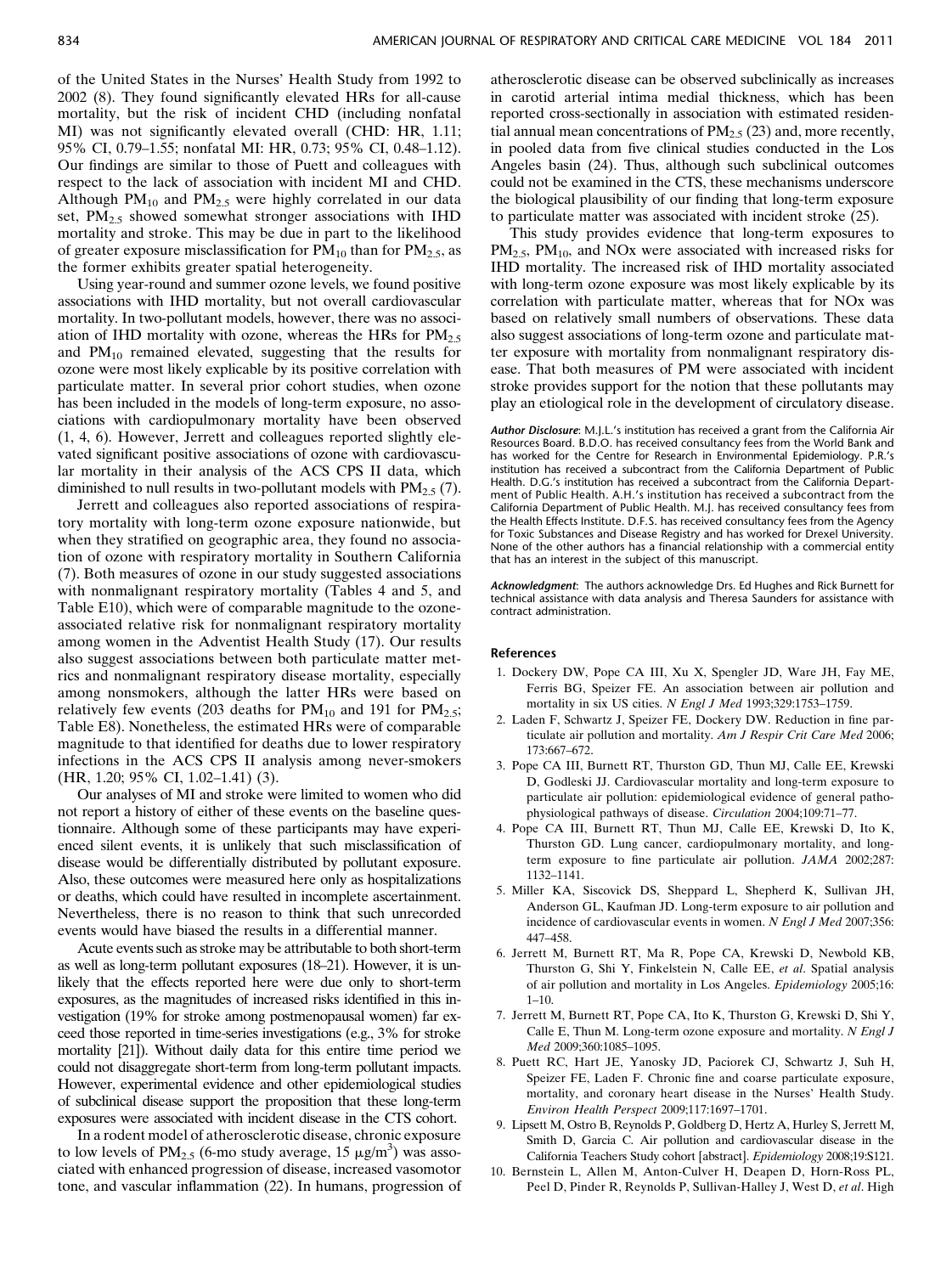of the United States in the Nurses' Health Study from 1992 to 2002 (8). They found significantly elevated HRs for all-cause mortality, but the risk of incident CHD (including nonfatal MI) was not significantly elevated overall (CHD: HR, 1.11; 95% CI, 0.79–1.55; nonfatal MI: HR, 0.73; 95% CI, 0.48–1.12). Our findings are similar to those of Puett and colleagues with respect to the lack of association with incident MI and CHD. Although $PM_{10}$ and $PM_{2.5}$ were highly correlated in our data set, $PM_{2.5}$ showed somewhat stronger associations with IHD mortality and stroke. This may be due in part to the likelihood of greater exposure misclassification for $PM_{10}$ than for $PM_{2.5}$, as the former exhibits greater spatial heterogeneity.

Using year-round and summer ozone levels, we found positive associations with IHD mortality, but not overall cardiovascular mortality. In two-pollutant models, however, there was no association of IHD mortality with ozone, whereas the HRs for $PM_{2.5}$ and $PM_{10}$ remained elevated, suggesting that the results for ozone were most likely explicable by its positive correlation with particulate matter. In several prior cohort studies, when ozone has been included in the models of long-term exposure, no associations with cardiopulmonary mortality have been observed (1, 4, 6). However, Jerrett and colleagues reported slightly elevated significant positive associations of ozone with cardiovascular mortality in their analysis of the ACS CPS II data, which diminished to null results in two-pollutant models with $PM_{2.5}$ (7).

Jerrett and colleagues also reported associations of respiratory mortality with long-term ozone exposure nationwide, but when they stratified on geographic area, they found no association of ozone with respiratory mortality in Southern California (7). Both measures of ozone in our study suggested associations with nonmalignant respiratory mortality (Tables 4 and 5, and Table E10), which were of comparable magnitude to the ozone-associated relative risk for nonmalignant respiratory mortality among women in the Adventist Health Study (17). Our results also suggest associations between both particulate matter metrics and nonmalignant respiratory disease mortality, especially among nonsmokers, although the latter HRs were based on relatively few events (203 deaths for $PM_{10}$ and 191 for $PM_{2.5}$; Table E8). Nonetheless, the estimated HRs were of comparable magnitude to that identified for deaths due to lower respiratory infections in the ACS CPS II analysis among never-smokers (HR, 1.20; 95% CI, 1.02–1.41) (3).

Our analyses of MI and stroke were limited to women who did not report a history of either of these events on the baseline questionnaire. Although some of these participants may have experienced silent events, it is unlikely that such misclassification of disease would be differentially distributed by pollutant exposure. Also, these outcomes were measured here only as hospitalizations or deaths, which could have resulted in incomplete ascertainment. Nevertheless, there is no reason to think that such unrecorded events would have biased the results in a differential manner.

Acute events such as stroke may be attributable to both short-term as well as long-term pollutant exposures (18–21). However, it is unlikely that the effects reported here were due only to short-term exposures, as the magnitudes of increased risks identified in this investigation (19% for stroke among postmenopausal women) far exceed those reported in time-series investigations (e.g., 3% for stroke mortality [21]). Without daily data for this entire time period we could not disaggregate short-term from long-term pollutant impacts. However, experimental evidence and other epidemiological studies of subclinical disease support the proposition that these long-term exposures were associated with incident disease in the CTS cohort.

In a rodent model of atherosclerotic disease, chronic exposure to low levels of $PM_{2.5}$ (6-mo study average, 15 $\mu g/m^3$) was associated with enhanced progression of disease, increased vasomotor tone, and vascular inflammation (22). In humans, progression of atherosclerotic disease can be observed subclinically as increases in carotid arterial intima medial thickness, which has been reported cross-sectionally in association with estimated residential annual mean concentrations of $PM_{2.5}$ (23) and, more recently, in pooled data from five clinical studies conducted in the Los Angeles basin (24). Thus, although such subclinical outcomes could not be examined in the CTS, these mechanisms underscore the biological plausibility of our finding that long-term exposure to particulate matter was associated with incident stroke (25).

This study provides evidence that long-term exposures to $PM_{2.5}$, $PM_{10}$, and NOx were associated with increased risks for IHD mortality. The increased risk of IHD mortality associated with long-term ozone exposure was most likely explicable by its correlation with particulate matter, whereas that for NOx was based on relatively small numbers of observations. These data also suggest associations of long-term ozone and particulate matter exposure with mortality from nonmalignant respiratory disease. That both measures of PM were associated with incident stroke provides support for the notion that these pollutants may play an etiological role in the development of circulatory disease.

***Author Disclosure***: M.J.L.'s institution has received a grant from the California Air Resources Board. B.D.O. has received consultancy fees from the World Bank and has worked for the Centre for Research in Environmental Epidemiology. P.R.'s institution has received a subcontract from the California Department of Public Health. D.G.'s institution has received a subcontract from the California Department of Public Health. A.H.'s institution has received a subcontract from the California Department of Public Health. M.J. has received consultancy fees from the Health Effects Institute. D.F.S. has received consultancy fees from the Agency for Toxic Substances and Disease Registry and has worked for Drexel University. None of the other authors has a financial relationship with a commercial entity that has an interest in the subject of this manuscript.

***Acknowledgment***: The authors acknowledge Drs. Ed Hughes and Rick Burnett for technical assistance with data analysis and Theresa Saunders for assistance with contract administration.

## References

1. Dockery DW, Pope CA III, Xu X, Spengler JD, Ware JH, Fay ME, Ferris BG, Speizer FE. An association between air pollution and mortality in six US cities. *N Engl J Med* 1993;329:1753–1759.
2. Laden F, Schwartz J, Speizer FE, Dockery DW. Reduction in fine particulate air pollution and mortality. *Am J Respir Crit Care Med* 2006; 173:667–672.
3. Pope CA III, Burnett RT, Thurston GD, Thun MJ, Calle EE, Krewski D, Godleski JJ. Cardiovascular mortality and long-term exposure to particulate air pollution: epidemiological evidence of general pathophysiological pathways of disease. *Circulation* 2004;109:71–77.
4. Pope CA III, Burnett RT, Thun MJ, Calle EE, Krewski D, Ito K, Thurston GD. Lung cancer, cardiopulmonary mortality, and long-term exposure to fine particulate air pollution. *JAMA* 2002;287: 1132–1141.
5. Miller KA, Siscovick DS, Sheppard L, Shepherd K, Sullivan JH, Anderson GL, Kaufman JD. Long-term exposure to air pollution and incidence of cardiovascular events in women. *N Engl J Med* 2007;356: 447–458.
6. Jerrett M, Burnett RT, Ma R, Pope CA, Krewski D, Newbold KB, Thurston G, Shi Y, Finkelstein N, Calle EE, *et al*. Spatial analysis of air pollution and mortality in Los Angeles. *Epidemiology* 2005;16: 1–10.
7. Jerrett M, Burnett RT, Pope CA, Ito K, Thurston G, Krewski D, Shi Y, Calle E, Thun M. Long-term ozone exposure and mortality. *N Engl J Med* 2009;360:1085–1095.
8. Puett RC, Hart JE, Yanosky JD, Paciorek CJ, Schwartz J, Suh H, Speizer FE, Laden F. Chronic fine and coarse particulate exposure, mortality, and coronary heart disease in the Nurses' Health Study. *Environ Health Perspect* 2009;117:1697–1701.
9. Lipsett M, Ostro B, Reynolds P, Goldberg D, Hertz A, Hurley S, Jerrett M, Smith D, Garcia C. Air pollution and cardiovascular disease in the California Teachers Study cohort [abstract]. *Epidemiology* 2008;19:S121.
10. Bernstein L, Allen M, Anton-Culver H, Deapen D, Horn-Ross PL, Peel D, Pinder R, Reynolds P, Sullivan-Halley J, West D, *et al*. High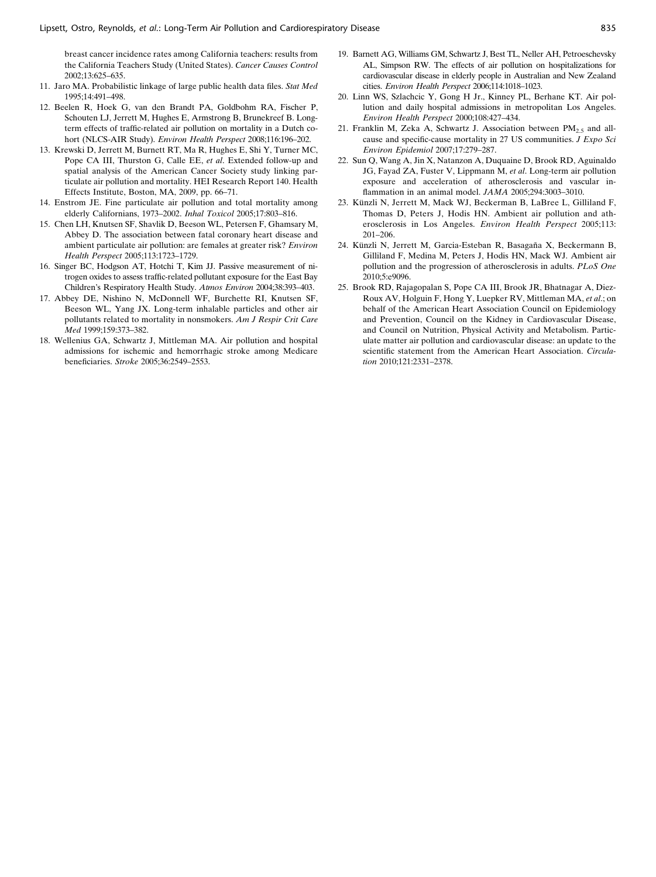breast cancer incidence rates among California teachers: results from the California Teachers Study (United States). *Cancer Causes Control* 2002;13:625–635.

11. Jaro MA. Probabilistic linkage of large public health data files. *Stat Med* 1995;14:491–498.
12. Beelen R, Hoek G, van den Brandt PA, Goldbohm RA, Fischer P, Schouten LJ, Jerrett M, Hughes E, Armstrong B, Brunekreef B. Long-term effects of traffic-related air pollution on mortality in a Dutch cohort (NLCS-AIR Study). *Environ Health Perspect* 2008;116:196–202.
13. Krewski D, Jerrett M, Burnett RT, Ma R, Hughes E, Shi Y, Turner MC, Pope CA III, Thurston G, Calle EE, *et al*. Extended follow-up and spatial analysis of the American Cancer Society study linking particulate air pollution and mortality. HEI Research Report 140. Health Effects Institute, Boston, MA, 2009, pp. 66–71.
14. Enstrom JE. Fine particulate air pollution and total mortality among elderly Californians, 1973–2002. *Inhal Toxicol* 2005;17:803–816.
15. Chen LH, Knutsen SF, Shavlik D, Beeson WL, Petersen F, Ghamsary M, Abbey D. The association between fatal coronary heart disease and ambient particulate air pollution: are females at greater risk? *Environ Health Perspect* 2005;113:1723–1729.
16. Singer BC, Hodgson AT, Hotchi T, Kim JJ. Passive measurement of nitrogen oxides to assess traffic-related pollutant exposure for the East Bay Children's Respiratory Health Study. *Atmos Environ* 2004;38:393–403.
17. Abbey DE, Nishino N, McDonnell WF, Burchette RI, Knutsen SF, Beeson WL, Yang JX. Long-term inhalable particles and other air pollutants related to mortality in nonsmokers. *Am J Respir Crit Care Med* 1999;159:373–382.
18. Wellenius GA, Schwartz J, Mittleman MA. Air pollution and hospital admissions for ischemic and hemorrhagic stroke among Medicare beneficiaries. *Stroke* 2005;36:2549–2553.
19. Barnett AG, Williams GM, Schwartz J, Best TL, Neller AH, Petroeschevsky AL, Simpson RW. The effects of air pollution on hospitalizations for cardiovascular disease in elderly people in Australian and New Zealand cities. *Environ Health Perspect* 2006;114:1018–1023.
20. Linn WS, Szlachcic Y, Gong H Jr., Kinney PL, Berhane KT. Air pollution and daily hospital admissions in metropolitan Los Angeles. *Environ Health Perspect* 2000;108:427–434.
21. Franklin M, Zeka A, Schwartz J. Association between $PM_{2.5}$ and all-cause and specific-cause mortality in 27 US communities. *J Expo Sci Environ Epidemiol* 2007;17:279–287.
22. Sun Q, Wang A, Jin X, Natanzon A, Duquaine D, Brook RD, Aguinaldo JG, Fayad ZA, Fuster V, Lippmann M, *et al*. Long-term air pollution exposure and acceleration of atherosclerosis and vascular inflammation in an animal model. *JAMA* 2005;294:3003–3010.
23. Künzli N, Jerrett M, Mack WJ, Beckerman B, LaBree L, Gilliland F, Thomas D, Peters J, Hodis HN. Ambient air pollution and atherosclerosis in Los Angeles. *Environ Health Perspect* 2005;113:201–206.
24. Künzli N, Jerrett M, Garcia-Esteban R, Basagaña X, Beckermann B, Gilliland F, Medina M, Peters J, Hodis HN, Mack WJ. Ambient air pollution and the progression of atherosclerosis in adults. *PLoS One* 2010;5:e9096.
25. Brook RD, Rajagopalan S, Pope CA III, Brook JR, Bhatnagar A, Diez-Roux AV, Holguin F, Hong Y, Luepker RV, Mittleman MA, *et al*.; on behalf of the American Heart Association Council on Epidemiology and Prevention, Council on the Kidney in Cardiovascular Disease, and Council on Nutrition, Physical Activity and Metabolism. Particulate matter air pollution and cardiovascular disease: an update to the scientific statement from the American Heart Association. *Circulation* 2010;121:2331–2378.